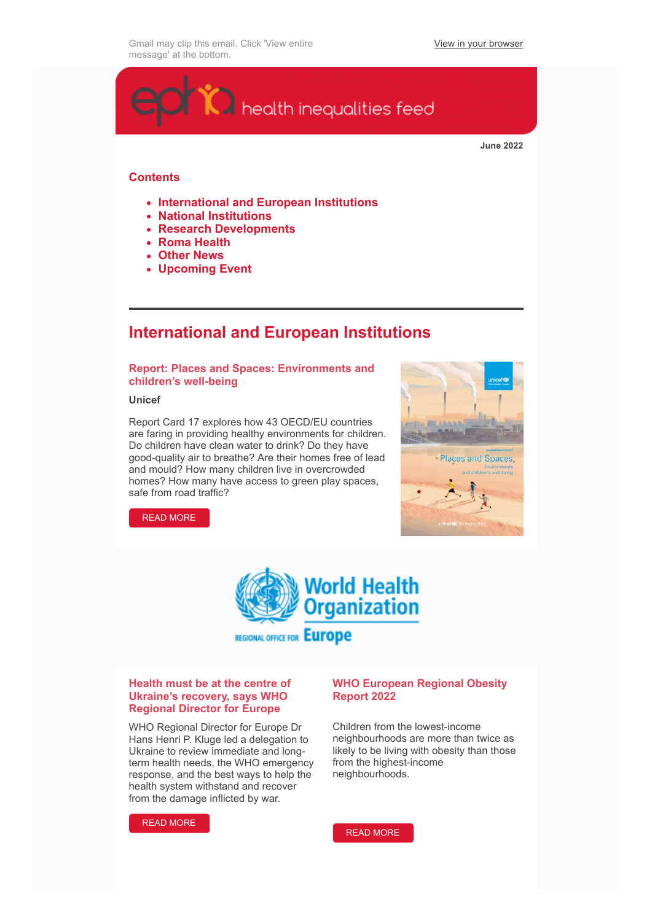Gmail may clip this email. Click 'View entire message' at the bottom.

View in your browser

health inequalities feed

**June 2022**

## Contents

- International and European Institutions
- National Institutions
- Research Developments
- Roma Health
- Other News
- Upcoming Event

---

# International and European Institutions

### Report: Places and Spaces: Environments and children's well-being

**Unicef**

Report Card 17 explores how 43 OECD/EU countries are faring in providing healthy environments for children. Do children have clean water to drink? Do they have good-quality air to breathe? Are their homes free of lead and mould? How many children live in overcrowded homes? How many have access to green play spaces, safe from road traffic?

READ MORE

World Health Organization
REGIONAL OFFICE FOR Europe

### Health must be at the centre of Ukraine's recovery, says WHO Regional Director for Europe

WHO Regional Director for Europe Dr Hans Henri P. Kluge led a delegation to Ukraine to review immediate and long-term health needs, the WHO emergency response, and the best ways to help the health system withstand and recover from the damage inflicted by war.

READ MORE

### WHO European Regional Obesity Report 2022

Children from the lowest-income neighbourhoods are more than twice as likely to be living with obesity than those from the highest-income neighbourhoods.

READ MORE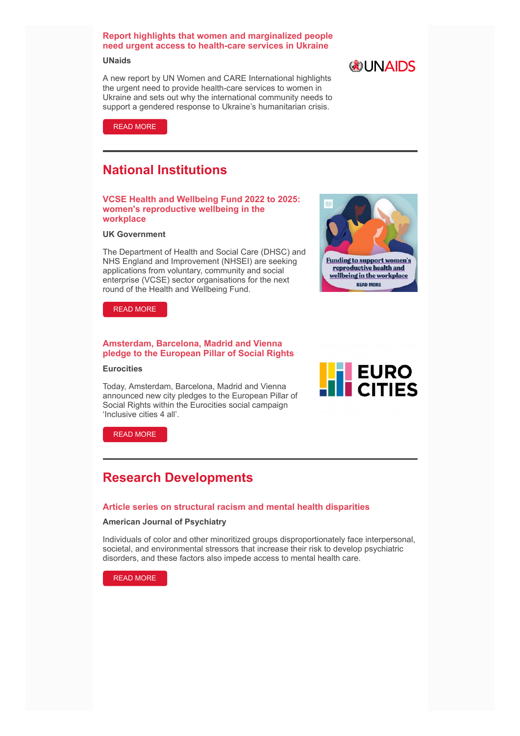### Report highlights that women and marginalized people need urgent access to health-care services in Ukraine

**UNaids**

A new report by UN Women and CARE International highlights the urgent need to provide health-care services to women in Ukraine and sets out why the international community needs to support a gendered response to Ukraine's humanitarian crisis.

READ MORE

## National Institutions

### VCSE Health and Wellbeing Fund 2022 to 2025: women's reproductive wellbeing in the workplace

**UK Government**

The Department of Health and Social Care (DHSC) and NHS England and Improvement (NHSEI) are seeking applications from voluntary, community and social enterprise (VCSE) sector organisations for the next round of the Health and Wellbeing Fund.

READ MORE

### Amsterdam, Barcelona, Madrid and Vienna pledge to the European Pillar of Social Rights

**Eurocities**

Today, Amsterdam, Barcelona, Madrid and Vienna announced new city pledges to the European Pillar of Social Rights within the Eurocities social campaign 'Inclusive cities 4 all'.

READ MORE

## Research Developments

### Article series on structural racism and mental health disparities

**American Journal of Psychiatry**

Individuals of color and other minoritized groups disproportionately face interpersonal, societal, and environmental stressors that increase their risk to develop psychiatric disorders, and these factors also impede access to mental health care.

READ MORE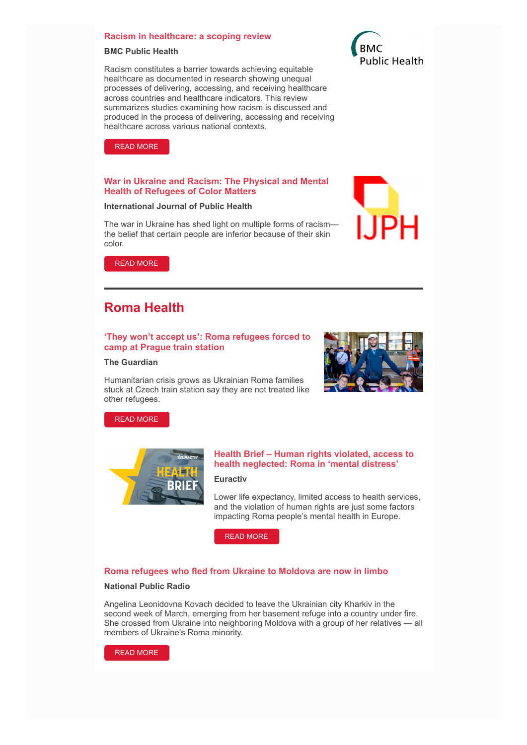### Racism in healthcare: a scoping review

**BMC Public Health**

Racism constitutes a barrier towards achieving equitable healthcare as documented in research showing unequal processes of delivering, accessing, and receiving healthcare across countries and healthcare indicators. This review summarizes studies examining how racism is discussed and produced in the process of delivering, accessing and receiving healthcare across various national contexts.

READ MORE

### War in Ukraine and Racism: The Physical and Mental Health of Refugees of Color Matters

**International Journal of Public Health**

The war in Ukraine has shed light on multiple forms of racism—the belief that certain people are inferior because of their skin color.

READ MORE

## Roma Health

### 'They won't accept us': Roma refugees forced to camp at Prague train station

**The Guardian**

Humanitarian crisis grows as Ukrainian Roma families stuck at Czech train station say they are not treated like other refugees.

READ MORE

### Health Brief – Human rights violated, access to health neglected: Roma in 'mental distress'

**Euractiv**

Lower life expectancy, limited access to health services, and the violation of human rights are just some factors impacting Roma people's mental health in Europe.

READ MORE

### Roma refugees who fled from Ukraine to Moldova are now in limbo

**National Public Radio**

Angelina Leonidovna Kovach decided to leave the Ukrainian city Kharkiv in the second week of March, emerging from her basement refuge into a country under fire. She crossed from Ukraine into neighboring Moldova with a group of her relatives — all members of Ukraine's Roma minority.

READ MORE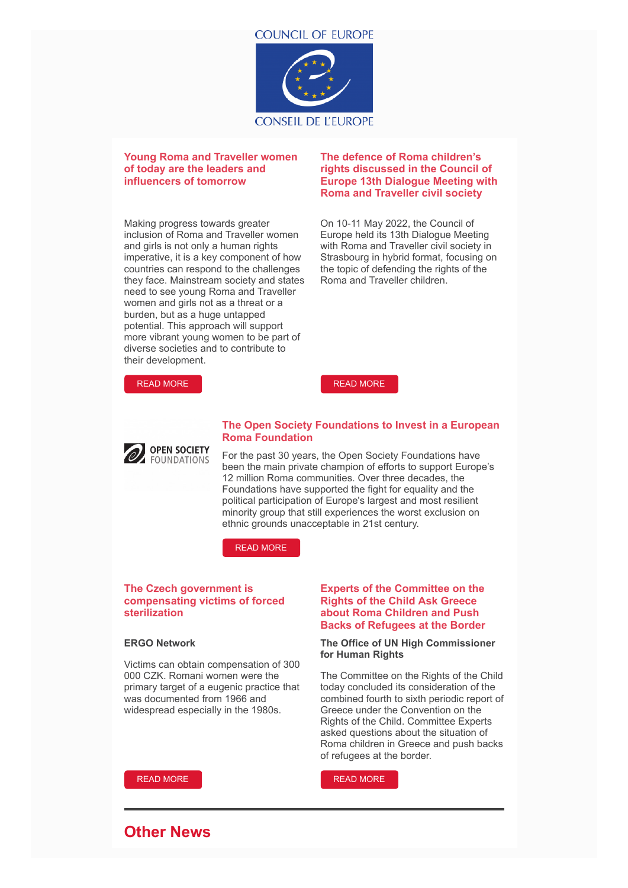COUNCIL OF EUROPE

CONSEIL DE L'EUROPE

### Young Roma and Traveller women of today are the leaders and influencers of tomorrow

Making progress towards greater inclusion of Roma and Traveller women and girls is not only a human rights imperative, it is a key component of how countries can respond to the challenges they face. Mainstream society and states need to see young Roma and Traveller women and girls not as a threat or a burden, but as a huge untapped potential. This approach will support more vibrant young women to be part of diverse societies and to contribute to their development.

READ MORE

### The defence of Roma children's rights discussed in the Council of Europe 13th Dialogue Meeting with Roma and Traveller civil society

On 10-11 May 2022, the Council of Europe held its 13th Dialogue Meeting with Roma and Traveller civil society in Strasbourg in hybrid format, focusing on the topic of defending the rights of the Roma and Traveller children.

READ MORE

OPEN SOCIETY FOUNDATIONS

### The Open Society Foundations to Invest in a European Roma Foundation

For the past 30 years, the Open Society Foundations have been the main private champion of efforts to support Europe's 12 million Roma communities. Over three decades, the Foundations have supported the fight for equality and the political participation of Europe's largest and most resilient minority group that still experiences the worst exclusion on ethnic grounds unacceptable in 21st century.

READ MORE

### The Czech government is compensating victims of forced sterilization

**ERGO Network**

Victims can obtain compensation of 300 000 CZK. Romani women were the primary target of a eugenic practice that was documented from 1966 and widespread especially in the 1980s.

READ MORE

### Experts of the Committee on the Rights of the Child Ask Greece about Roma Children and Push Backs of Refugees at the Border

**The Office of UN High Commissioner for Human Rights**

The Committee on the Rights of the Child today concluded its consideration of the combined fourth to sixth periodic report of Greece under the Convention on the Rights of the Child. Committee Experts asked questions about the situation of Roma children in Greece and push backs of refugees at the border.

READ MORE

---

## Other News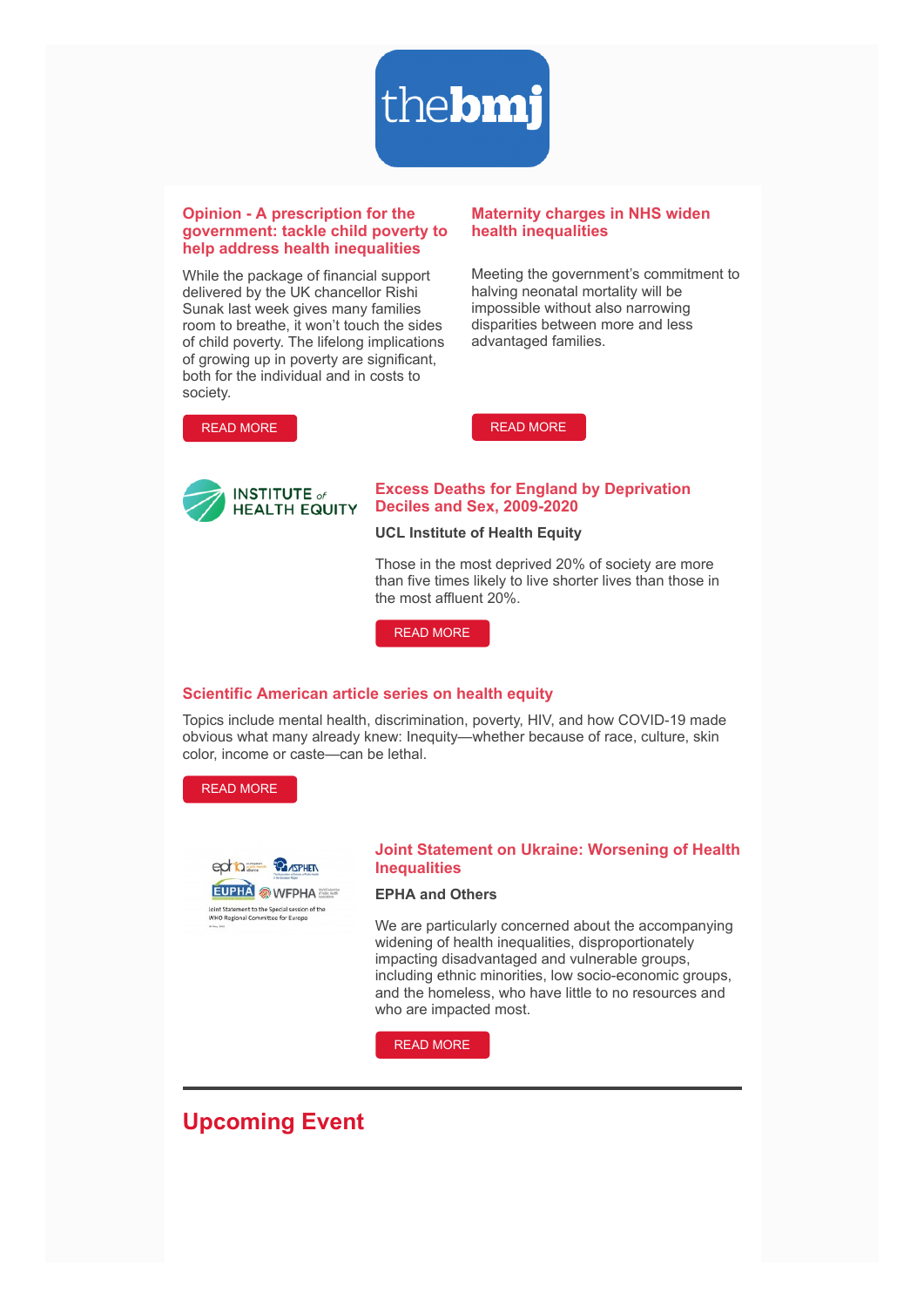### Opinion - A prescription for the government: tackle child poverty to help address health inequalities

While the package of financial support delivered by the UK chancellor Rishi Sunak last week gives many families room to breathe, it won't touch the sides of child poverty. The lifelong implications of growing up in poverty are significant, both for the individual and in costs to society.

READ MORE

### Maternity charges in NHS widen health inequalities

Meeting the government's commitment to halving neonatal mortality will be impossible without also narrowing disparities between more and less advantaged families.

READ MORE

### Excess Deaths for England by Deprivation Deciles and Sex, 2009-2020

**UCL Institute of Health Equity**

Those in the most deprived 20% of society are more than five times likely to live shorter lives than those in the most affluent 20%.

READ MORE

### Scientific American article series on health equity

Topics include mental health, discrimination, poverty, HIV, and how COVID-19 made obvious what many already knew: Inequity—whether because of race, culture, skin color, income or caste—can be lethal.

READ MORE

### Joint Statement on Ukraine: Worsening of Health Inequalities

**EPHA and Others**

We are particularly concerned about the accompanying widening of health inequalities, disproportionately impacting disadvantaged and vulnerable groups, including ethnic minorities, low socio-economic groups, and the homeless, who have little to no resources and who are impacted most.

READ MORE

---

## Upcoming Event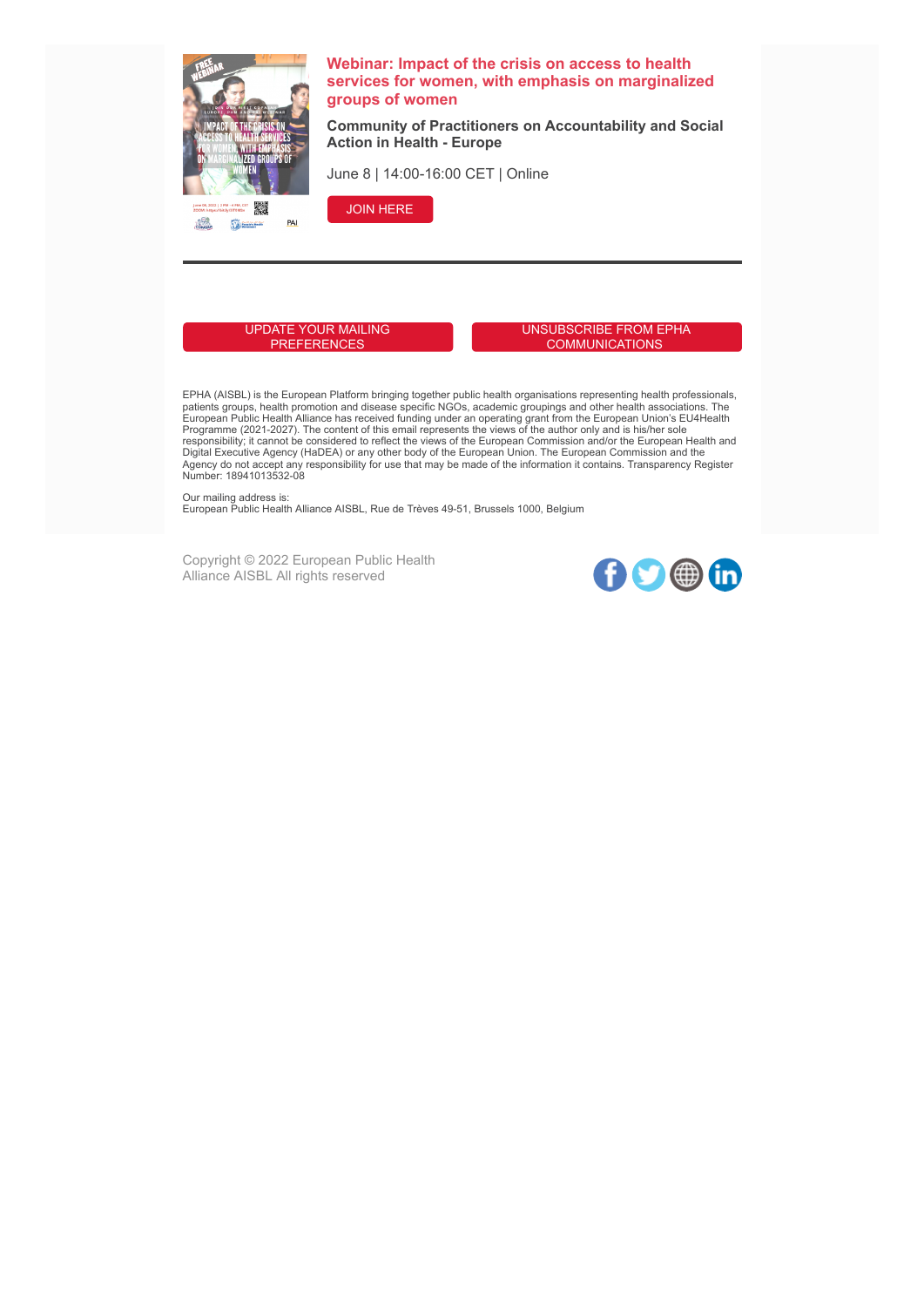### Webinar: Impact of the crisis on access to health services for women, with emphasis on marginalized groups of women

**Community of Practitioners on Accountability and Social Action in Health - Europe**

June 8 | 14:00-16:00 CET | Online

JOIN HERE

---

UPDATE YOUR MAILING PREFERENCES

UNSUBSCRIBE FROM EPHA COMMUNICATIONS

EPHA (AISBL) is the European Platform bringing together public health organisations representing health professionals, patients groups, health promotion and disease specific NGOs, academic groupings and other health associations. The European Public Health Alliance has received funding under an operating grant from the European Union's EU4Health Programme (2021-2027). The content of this email represents the views of the author only and is his/her sole responsibility; it cannot be considered to reflect the views of the European Commission and/or the European Health and Digital Executive Agency (HaDEA) or any other body of the European Union. The European Commission and the Agency do not accept any responsibility for use that may be made of the information it contains. Transparency Register Number: 18941013532-08

Our mailing address is:
European Public Health Alliance AISBL, Rue de Trèves 49-51, Brussels 1000, Belgium

Copyright © 2022 European Public Health Alliance AISBL All rights reserved